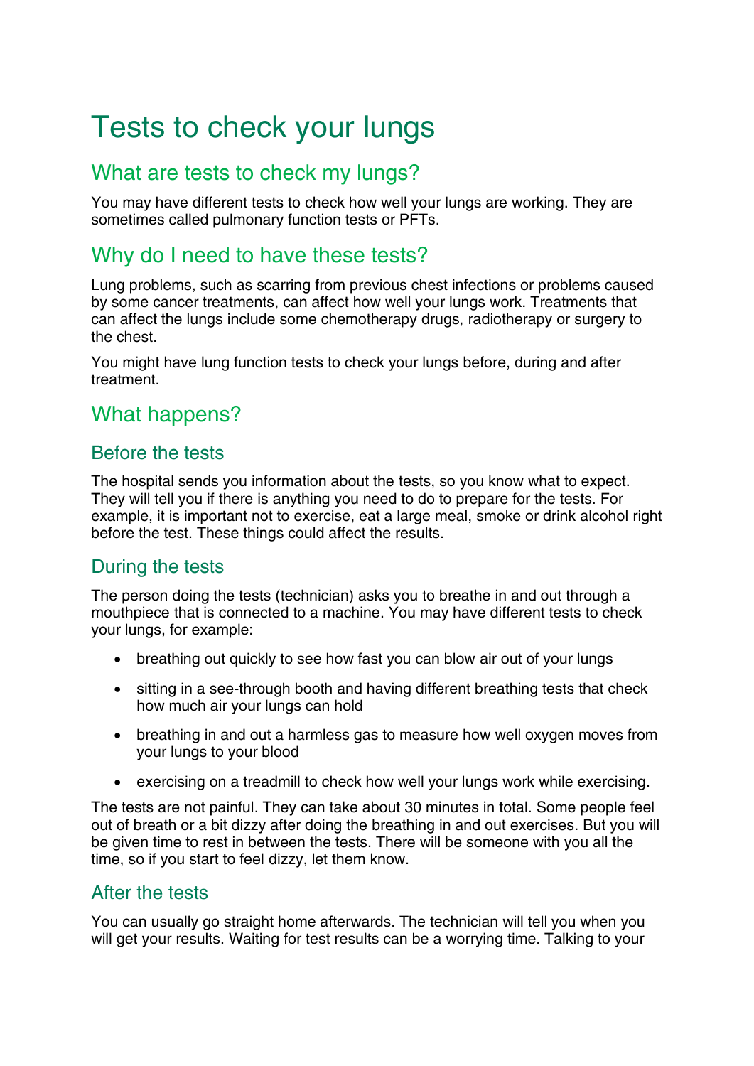# Tests to check your lungs

## What are tests to check my lungs?

You may have different tests to check how well your lungs are working. They are sometimes called pulmonary function tests or PFTs.

## Why do I need to have these tests?

Lung problems, such as scarring from previous chest infections or problems caused by some cancer treatments, can affect how well your lungs work. Treatments that can affect the lungs include some chemotherapy drugs, radiotherapy or surgery to the chest.

You might have lung function tests to check your lungs before, during and after treatment.

## What happens?

### Before the tests

The hospital sends you information about the tests, so you know what to expect. They will tell you if there is anything you need to do to prepare for the tests. For example, it is important not to exercise, eat a large meal, smoke or drink alcohol right before the test. These things could affect the results.

### During the tests

The person doing the tests (technician) asks you to breathe in and out through a mouthpiece that is connected to a machine. You may have different tests to check your lungs, for example:

- breathing out quickly to see how fast you can blow air out of your lungs
- sitting in a see-through booth and having different breathing tests that check how much air your lungs can hold
- breathing in and out a harmless gas to measure how well oxygen moves from your lungs to your blood
- exercising on a treadmill to check how well your lungs work while exercising.

The tests are not painful. They can take about 30 minutes in total. Some people feel out of breath or a bit dizzy after doing the breathing in and out exercises. But you will be given time to rest in between the tests. There will be someone with you all the time, so if you start to feel dizzy, let them know.

### After the tests

You can usually go straight home afterwards. The technician will tell you when you will get your results. Waiting for test results can be a worrying time. Talking to your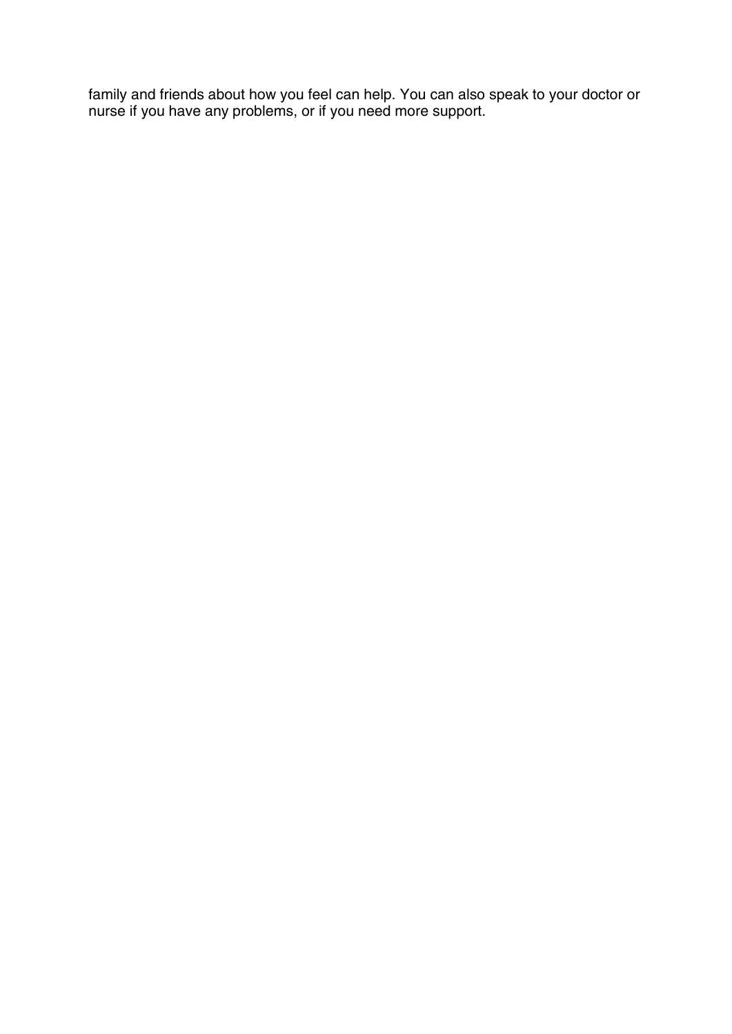family and friends about how you feel can help. You can also speak to your doctor or nurse if you have any problems, or if you need more support.